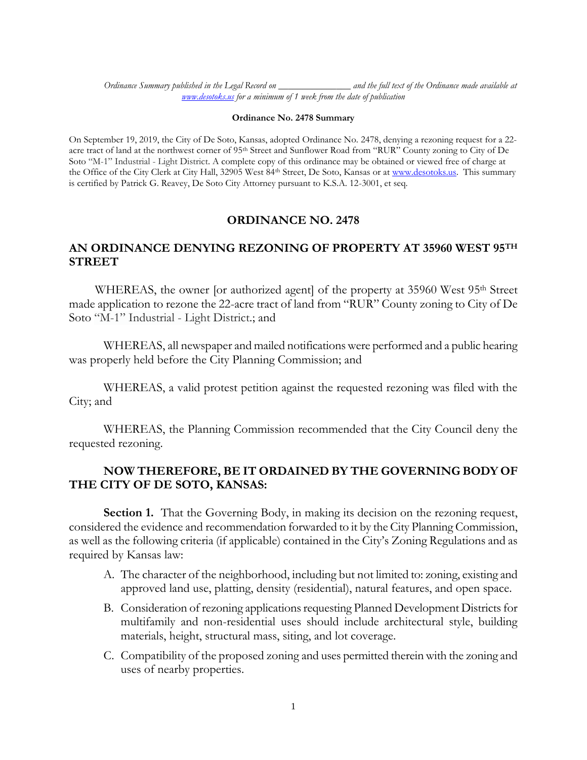*Ordinance Summary published in the Legal Record on _______________ and the full text of the Ordinance made available at [www.desotoks.us](http://www.desotoks.us) for a minimum of 1 week from the date of publication*

**Ordinance No. 2478 Summary**

On September 19, 2019, the City of De Soto, Kansas, adopted Ordinance No. 2478, denying a rezoning request for a 22-acre tract of land at the northwest corner of 95th Street and Sunflower Road from "RUR" County zoning to City of De Soto "M-1" Industrial - Light District. A complete copy of this ordinance may be obtained or viewed free of charge at the Office of the City Clerk at City Hall, 32905 West 84th Street, De Soto, Kansas or at [www.desotoks.us](http://www.desotoks.us). This summary is certified by Patrick G. Reavey, De Soto City Attorney pursuant to K.S.A. 12-3001, et seq.

## ORDINANCE NO. 2478

## AN ORDINANCE DENYING REZONING OF PROPERTY AT 35960 WEST 95TH STREET

WHEREAS, the owner [or authorized agent] of the property at 35960 West 95th Street made application to rezone the 22-acre tract of land from "RUR" County zoning to City of De Soto "M-1" Industrial - Light District.; and

WHEREAS, all newspaper and mailed notifications were performed and a public hearing was properly held before the City Planning Commission; and

WHEREAS, a valid protest petition against the requested rezoning was filed with the City; and

WHEREAS, the Planning Commission recommended that the City Council deny the requested rezoning.

**NOW THEREFORE, BE IT ORDAINED BY THE GOVERNING BODY OF THE CITY OF DE SOTO, KANSAS:**

**Section 1.** That the Governing Body, in making its decision on the rezoning request, considered the evidence and recommendation forwarded to it by the City Planning Commission, as well as the following criteria (if applicable) contained in the City's Zoning Regulations and as required by Kansas law:

A. The character of the neighborhood, including but not limited to: zoning, existing and approved land use, platting, density (residential), natural features, and open space.

B. Consideration of rezoning applications requesting Planned Development Districts for multifamily and non-residential uses should include architectural style, building materials, height, structural mass, siting, and lot coverage.

C. Compatibility of the proposed zoning and uses permitted therein with the zoning and uses of nearby properties.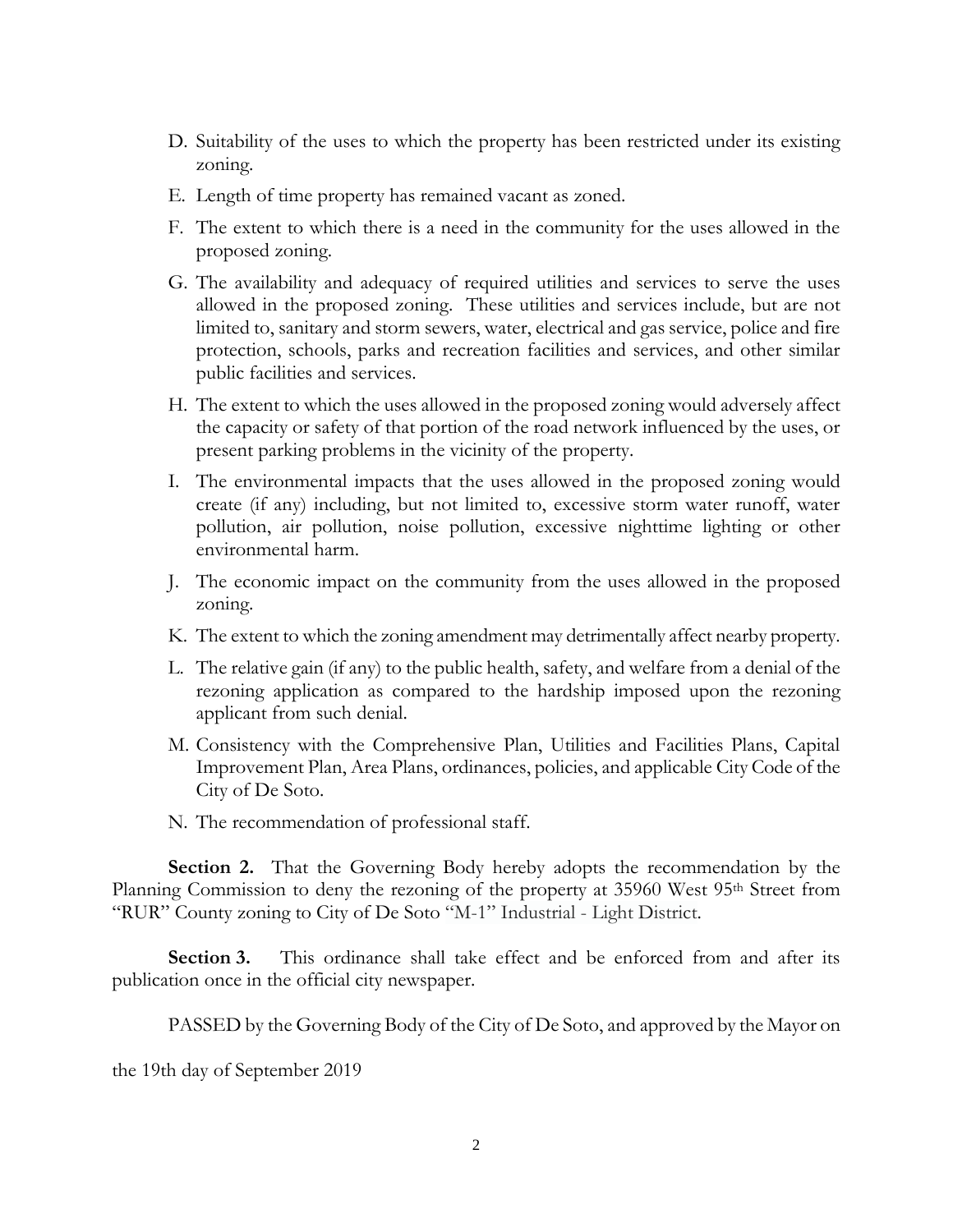D. Suitability of the uses to which the property has been restricted under its existing zoning.

E. Length of time property has remained vacant as zoned.

F. The extent to which there is a need in the community for the uses allowed in the proposed zoning.

G. The availability and adequacy of required utilities and services to serve the uses allowed in the proposed zoning. These utilities and services include, but are not limited to, sanitary and storm sewers, water, electrical and gas service, police and fire protection, schools, parks and recreation facilities and services, and other similar public facilities and services.

H. The extent to which the uses allowed in the proposed zoning would adversely affect the capacity or safety of that portion of the road network influenced by the uses, or present parking problems in the vicinity of the property.

I. The environmental impacts that the uses allowed in the proposed zoning would create (if any) including, but not limited to, excessive storm water runoff, water pollution, air pollution, noise pollution, excessive nighttime lighting or other environmental harm.

J. The economic impact on the community from the uses allowed in the proposed zoning.

K. The extent to which the zoning amendment may detrimentally affect nearby property.

L. The relative gain (if any) to the public health, safety, and welfare from a denial of the rezoning application as compared to the hardship imposed upon the rezoning applicant from such denial.

M. Consistency with the Comprehensive Plan, Utilities and Facilities Plans, Capital Improvement Plan, Area Plans, ordinances, policies, and applicable City Code of the City of De Soto.

N. The recommendation of professional staff.

**Section 2.** That the Governing Body hereby adopts the recommendation by the Planning Commission to deny the rezoning of the property at 35960 West 95th Street from "RUR" County zoning to City of De Soto "M-1" Industrial - Light District.

**Section 3.** This ordinance shall take effect and be enforced from and after its publication once in the official city newspaper.

PASSED by the Governing Body of the City of De Soto, and approved by the Mayor on

the 19th day of September 2019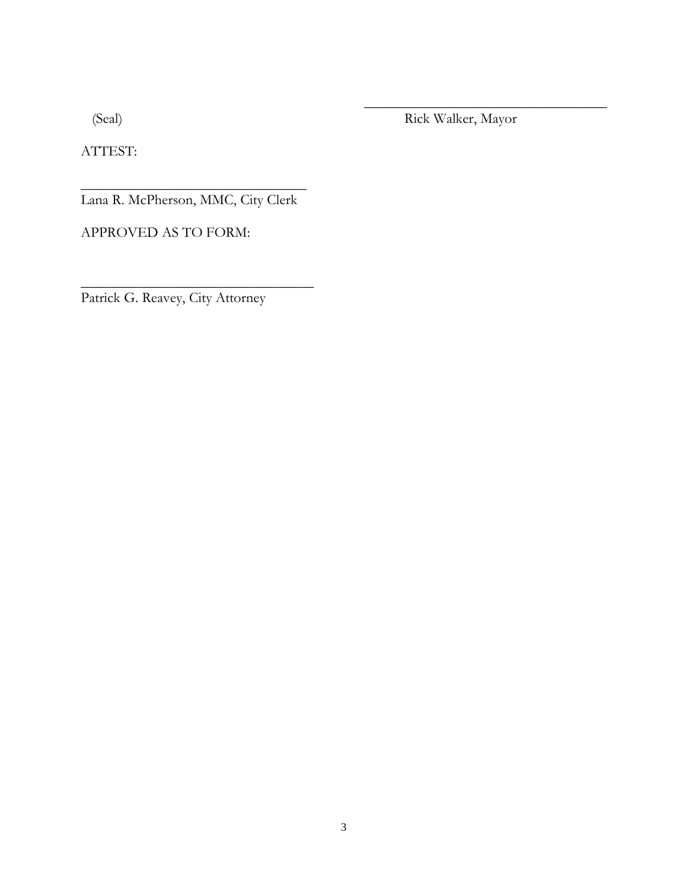(Seal)

\_\_\_\_\_\_\_\_\_\_\_\_\_\_\_\_\_\_\_\_\_\_\_\_\_\_\_\_\_\_\_\_\_\_

Rick Walker, Mayor

ATTEST:

\_\_\_\_\_\_\_\_\_\_\_\_\_\_\_\_\_\_\_\_\_\_\_\_\_\_\_\_\_\_\_\_

Lana R. McPherson, MMC, City Clerk

APPROVED AS TO FORM:

\_\_\_\_\_\_\_\_\_\_\_\_\_\_\_\_\_\_\_\_\_\_\_\_\_\_\_\_\_\_\_\_\_

Patrick G. Reavey, City Attorney